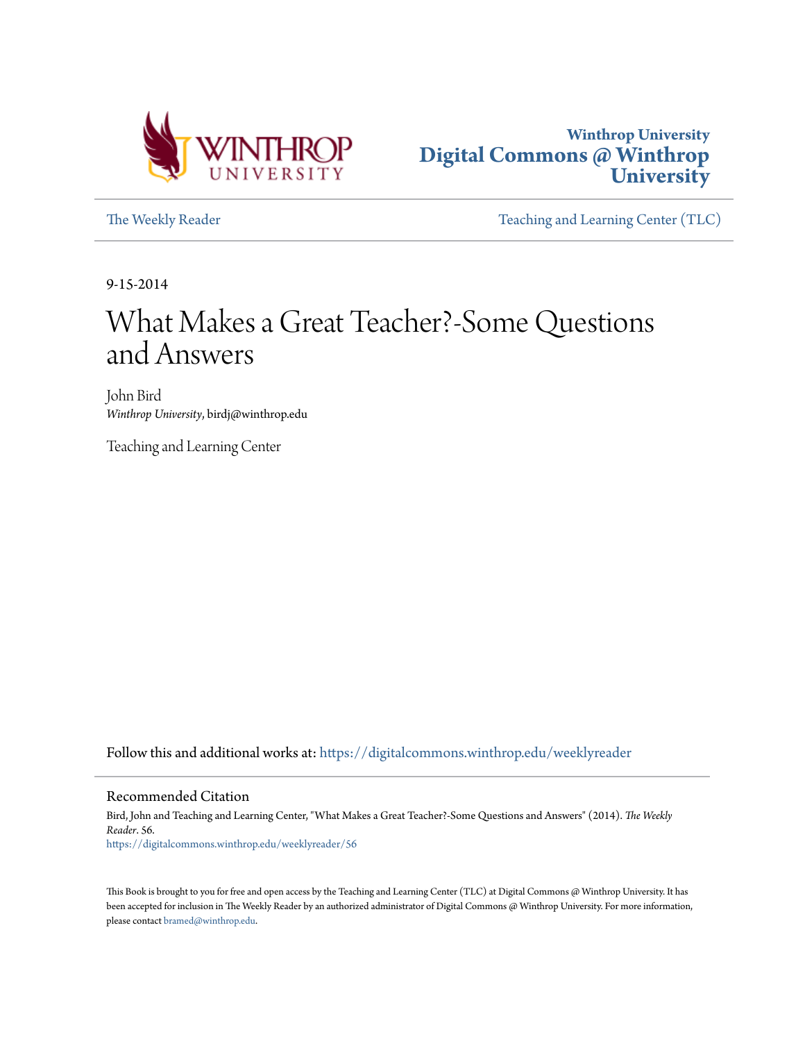Winthrop University
# Digital Commons @ Winthrop University

The Weekly Reader | Teaching and Learning Center (TLC)

9-15-2014

# What Makes a Great Teacher?-Some Questions and Answers

John Bird
*Winthrop University*, birdj@winthrop.edu

Teaching and Learning Center

Follow this and additional works at: https://digitalcommons.winthrop.edu/weeklyreader

## Recommended Citation

Bird, John and Teaching and Learning Center, "What Makes a Great Teacher?-Some Questions and Answers" (2014). *The Weekly Reader*. 56.
https://digitalcommons.winthrop.edu/weeklyreader/56

This Book is brought to you for free and open access by the Teaching and Learning Center (TLC) at Digital Commons @ Winthrop University. It has been accepted for inclusion in The Weekly Reader by an authorized administrator of Digital Commons @ Winthrop University. For more information, please contact bramed@winthrop.edu.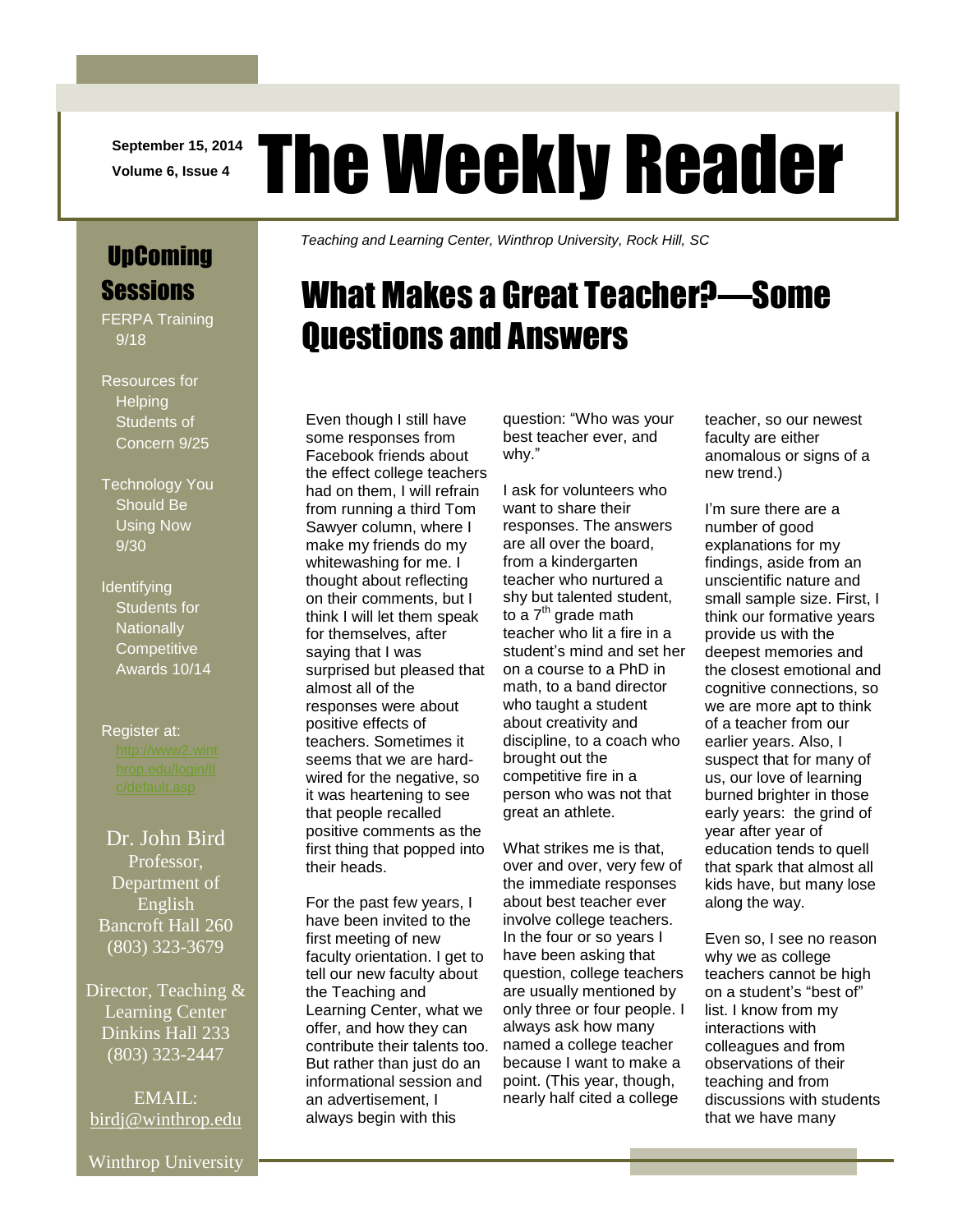September 15, 2014
Volume 6, Issue 4

# The Weekly Reader

*Teaching and Learning Center, Winthrop University, Rock Hill, SC*

## UpComing Sessions

- FERPA Training 9/18
- Resources for Helping Students of Concern 9/25
- Technology You Should Be Using Now 9/30
- Identifying Students for Nationally Competitive Awards 10/14

Register at: http://www2.winthrop.edu/login/tlc/default.asp

Dr. John Bird
Professor, Department of English
Bancroft Hall 260
(803) 323-3679

Director, Teaching & Learning Center
Dinkins Hall 233
(803) 323-2447

EMAIL: birdj@winthrop.edu

Winthrop University

## What Makes a Great Teacher?—Some Questions and Answers

Even though I still have some responses from Facebook friends about the effect college teachers had on them, I will refrain from running a third Tom Sawyer column, where I make my friends do my whitewashing for me. I thought about reflecting on their comments, but I think I will let them speak for themselves, after saying that I was surprised but pleased that almost all of the responses were about positive effects of teachers. Sometimes it seems that we are hard-wired for the negative, so it was heartening to see that people recalled positive comments as the first thing that popped into their heads.

For the past few years, I have been invited to the first meeting of new faculty orientation. I get to tell our new faculty about the Teaching and Learning Center, what we offer, and how they can contribute their talents too. But rather than just do an informational session and an advertisement, I always begin with this question: "Who was your best teacher ever, and why."

I ask for volunteers who want to share their responses. The answers are all over the board, from a kindergarten teacher who nurtured a shy but talented student, to a 7th grade math teacher who lit a fire in a student's mind and set her on a course to a PhD in math, to a band director who taught a student about creativity and discipline, to a coach who brought out the competitive fire in a person who was not that great an athlete.

What strikes me is that, over and over, very few of the immediate responses about best teacher ever involve college teachers. In the four or so years I have been asking that question, college teachers are usually mentioned by only three or four people. I always ask how many named a college teacher because I want to make a point. (This year, though, nearly half cited a college teacher, so our newest faculty are either anomalous or signs of a new trend.)

I'm sure there are a number of good explanations for my findings, aside from an unscientific nature and small sample size. First, I think our formative years provide us with the deepest memories and the closest emotional and cognitive connections, so we are more apt to think of a teacher from our earlier years. Also, I suspect that for many of us, our love of learning burned brighter in those early years: the grind of year after year of education tends to quell that spark that almost all kids have, but many lose along the way.

Even so, I see no reason why we as college teachers cannot be high on a student's "best of" list. I know from my interactions with colleagues and from observations of their teaching and from discussions with students that we have many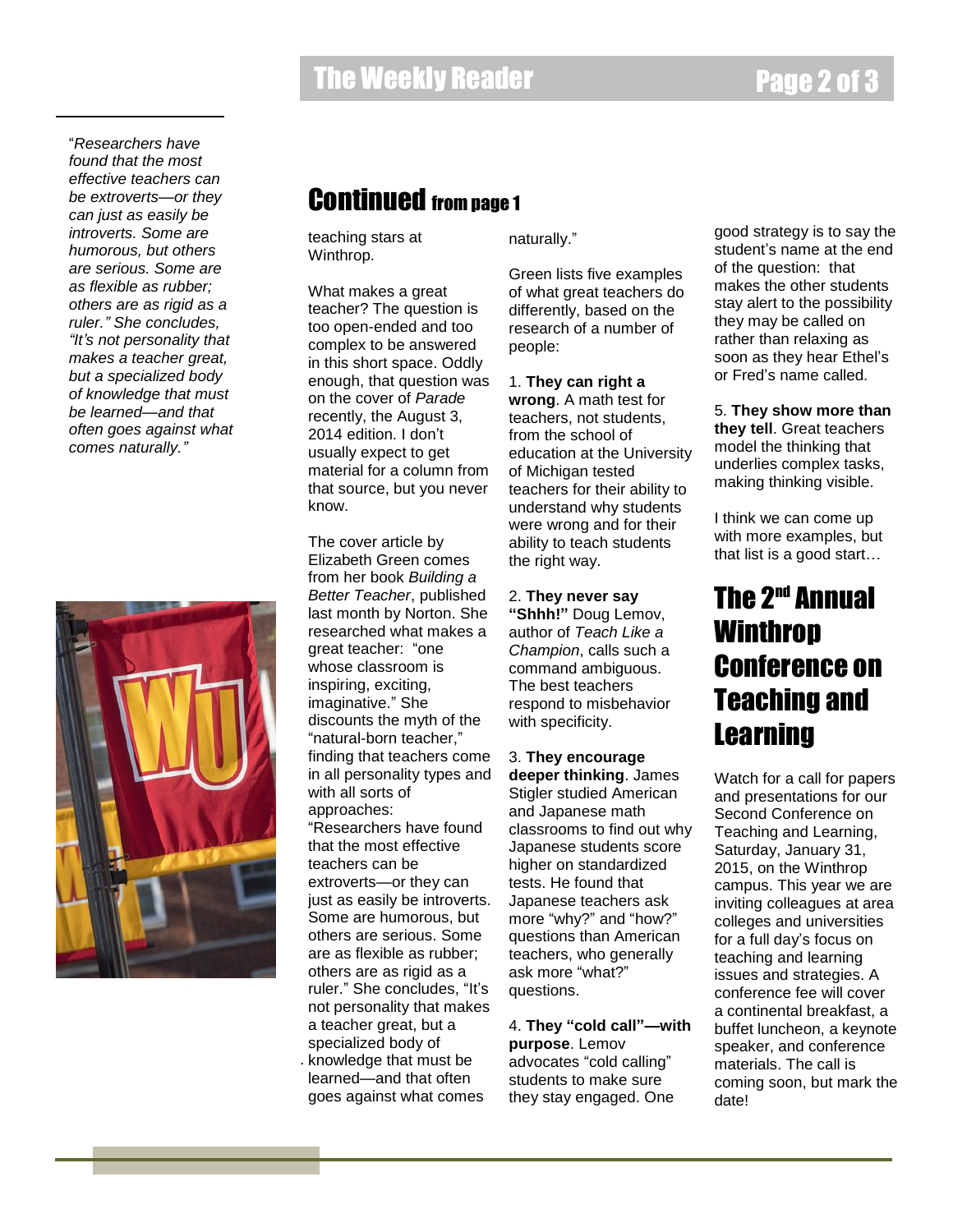“*Researchers have found that the most effective teachers can be extroverts—or they can just as easily be introverts. Some are humorous, but others are serious. Some are as flexible as rubber; others are as rigid as a ruler.” She concludes, “It’s not personality that makes a teacher great, but a specialized body of knowledge that must be learned—and that often goes against what comes naturally.”*

## Continued from page 1

teaching stars at Winthrop.

What makes a great teacher? The question is too open-ended and too complex to be answered in this short space. Oddly enough, that question was on the cover of *Parade* recently, the August 3, 2014 edition. I don’t usually expect to get material for a column from that source, but you never know.

The cover article by Elizabeth Green comes from her book *Building a Better Teacher*, published last month by Norton. She researched what makes a great teacher: “one whose classroom is inspiring, exciting, imaginative.” She discounts the myth of the “natural-born teacher,” finding that teachers come in all personality types and with all sorts of approaches: “Researchers have found that the most effective teachers can be extroverts—or they can just as easily be introverts. Some are humorous, but others are serious. Some are as flexible as rubber; others are as rigid as a ruler.” She concludes, “It’s not personality that makes a teacher great, but a specialized body of knowledge that must be learned—and that often goes against what comes naturally.”

Green lists five examples of what great teachers do differently, based on the research of a number of people:

1. **They can right a wrong**. A math test for teachers, not students, from the school of education at the University of Michigan tested teachers for their ability to understand why students were wrong and for their ability to teach students the right way.

2. **They never say “Shhh!”** Doug Lemov, author of *Teach Like a Champion*, calls such a command ambiguous. The best teachers respond to misbehavior with specificity.

3. **They encourage deeper thinking**. James Stigler studied American and Japanese math classrooms to find out why Japanese students score higher on standardized tests. He found that Japanese teachers ask more “why?” and “how?” questions than American teachers, who generally ask more “what?” questions.

4. **They “cold call”—with purpose**. Lemov advocates “cold calling” students to make sure they stay engaged. One good strategy is to say the student’s name at the end of the question: that makes the other students stay alert to the possibility they may be called on rather than relaxing as soon as they hear Ethel’s or Fred’s name called.

5. **They show more than they tell**. Great teachers model the thinking that underlies complex tasks, making thinking visible.

I think we can come up with more examples, but that list is a good start…

## The 2nd Annual Winthrop Conference on Teaching and Learning

Watch for a call for papers and presentations for our Second Conference on Teaching and Learning, Saturday, January 31, 2015, on the Winthrop campus. This year we are inviting colleagues at area colleges and universities for a full day’s focus on teaching and learning issues and strategies. A conference fee will cover a continental breakfast, a buffet luncheon, a keynote speaker, and conference materials. The call is coming soon, but mark the date!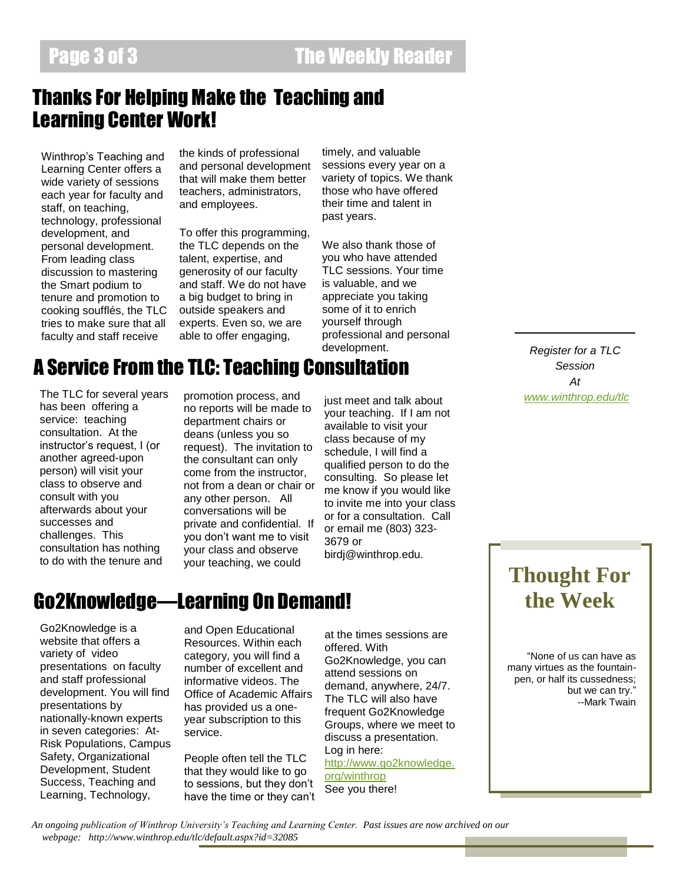## Thanks For Helping Make the Teaching and Learning Center Work!

Winthrop's Teaching and Learning Center offers a wide variety of sessions each year for faculty and staff, on teaching, technology, professional development, and personal development. From leading class discussion to mastering the Smart podium to tenure and promotion to cooking soufflés, the TLC tries to make sure that all faculty and staff receive the kinds of professional and personal development that will make them better teachers, administrators, and employees.

To offer this programming, the TLC depends on the talent, expertise, and generosity of our faculty and staff. We do not have a big budget to bring in outside speakers and experts. Even so, we are able to offer engaging, timely, and valuable sessions every year on a variety of topics. We thank those who have offered their time and talent in past years.

We also thank those of you who have attended TLC sessions. Your time is valuable, and we appreciate you taking some of it to enrich yourself through professional and personal development.

*Register for a TLC Session At [www.winthrop.edu/tlc](www.winthrop.edu/tlc)*

## A Service From the TLC: Teaching Consultation

The TLC for several years has been offering a service: teaching consultation. At the instructor's request, I (or another agreed-upon person) will visit your class to observe and consult with you afterwards about your successes and challenges. This consultation has nothing to do with the tenure and promotion process, and no reports will be made to department chairs or deans (unless you so request). The invitation to the consultant can only come from the instructor, not from a dean or chair or any other person. All conversations will be private and confidential. If you don't want me to visit your class and observe your teaching, we could just meet and talk about your teaching. If I am not available to visit your class because of my schedule, I will find a qualified person to do the consulting. So please let me know if you would like to invite me into your class or for a consultation. Call or email me (803) 323-3679 or birdj@winthrop.edu.

## Go2Knowledge—Learning On Demand!

Go2Knowledge is a website that offers a variety of video presentations on faculty and staff professional development. You will find presentations by nationally-known experts in seven categories: At-Risk Populations, Campus Safety, Organizational Development, Student Success, Teaching and Learning, Technology, and Open Educational Resources. Within each category, you will find a number of excellent and informative videos. The Office of Academic Affairs has provided us a one-year subscription to this service.

People often tell the TLC that they would like to go to sessions, but they don't have the time or they can't at the times sessions are offered. With Go2Knowledge, you can attend sessions on demand, anywhere, 24/7. The TLC will also have frequent Go2Knowledge Groups, where we meet to discuss a presentation. Log in here: [http://www.go2knowledge.org/winthrop](http://www.go2knowledge.org/winthrop) See you there!

## Thought For the Week

"None of us can have as many virtues as the fountain-pen, or half its cussedness; but we can try."
--Mark Twain

*An ongoing publication of Winthrop University's Teaching and Learning Center. Past issues are now archived on our webpage: http://www.winthrop.edu/tlc/default.aspx?id=32085*